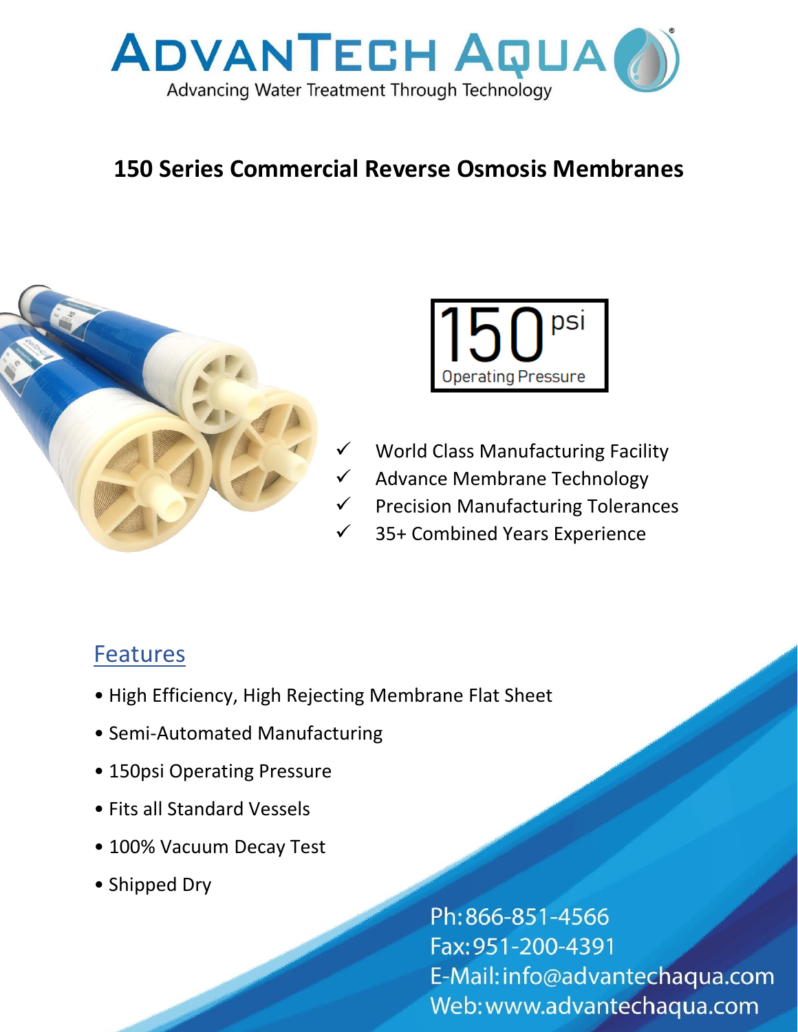# ADVANTECH AQUA

Advancing Water Treatment Through Technology

## 150 Series Commercial Reverse Osmosis Membranes

150 psi
Operating Pressure

- ✓ World Class Manufacturing Facility
- ✓ Advance Membrane Technology
- ✓ Precision Manufacturing Tolerances
- ✓ 35+ Combined Years Experience

## Features

- High Efficiency, High Rejecting Membrane Flat Sheet
- Semi-Automated Manufacturing
- 150psi Operating Pressure
- Fits all Standard Vessels
- 100% Vacuum Decay Test
- Shipped Dry

Ph: 866-851-4566
Fax: 951-200-4391
E-Mail: info@advantechaqua.com
Web: www.advantechaqua.com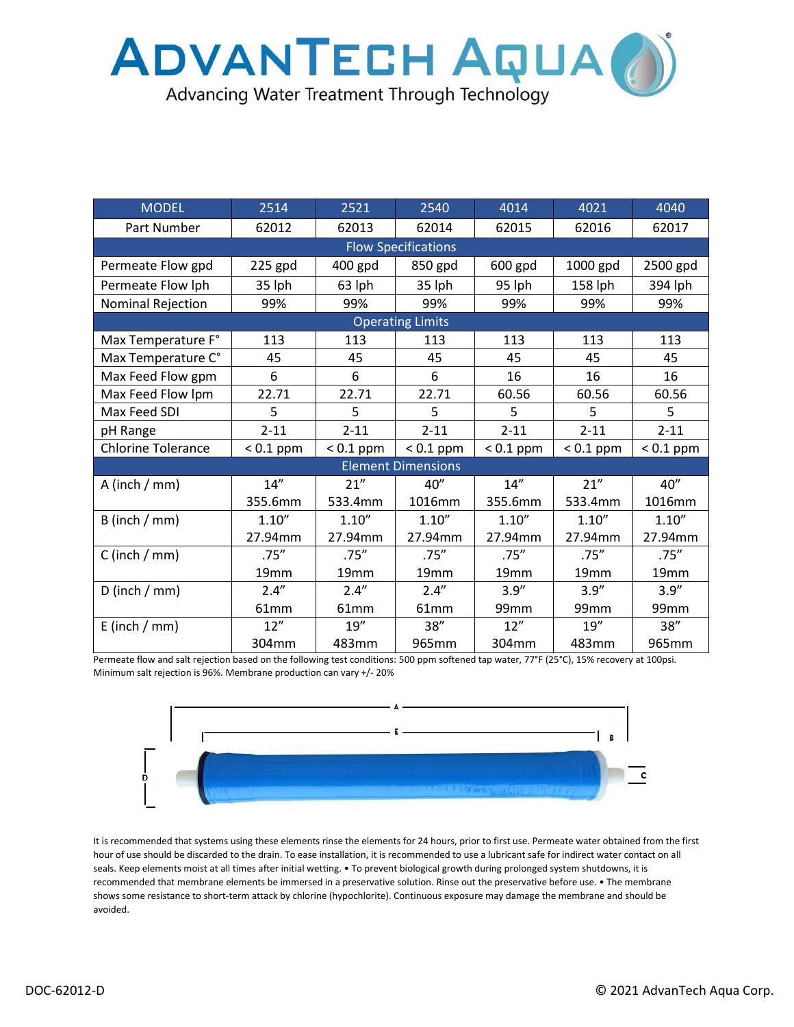# ADVANTECH AQUA

Advancing Water Treatment Through Technology

| MODEL | 2514 | 2521 | 2540 | 4014 | 4021 | 4040 |
|---|---|---|---|---|---|---|
| Part Number | 62012 | 62013 | 62014 | 62015 | 62016 | 62017 |
| **Flow Specifications** | | | | | | |
| Permeate Flow gpd | 225 gpd | 400 gpd | 850 gpd | 600 gpd | 1000 gpd | 2500 gpd |
| Permeate Flow lph | 35 lph | 63 lph | 35 lph | 95 lph | 158 lph | 394 lph |
| Nominal Rejection | 99% | 99% | 99% | 99% | 99% | 99% |
| **Operating Limits** | | | | | | |
| Max Temperature F° | 113 | 113 | 113 | 113 | 113 | 113 |
| Max Temperature C° | 45 | 45 | 45 | 45 | 45 | 45 |
| Max Feed Flow gpm | 6 | 6 | 6 | 16 | 16 | 16 |
| Max Feed Flow lpm | 22.71 | 22.71 | 22.71 | 60.56 | 60.56 | 60.56 |
| Max Feed SDI | 5 | 5 | 5 | 5 | 5 | 5 |
| pH Range | 2-11 | 2-11 | 2-11 | 2-11 | 2-11 | 2-11 |
| Chlorine Tolerance | < 0.1 ppm | < 0.1 ppm | < 0.1 ppm | < 0.1 ppm | < 0.1 ppm | < 0.1 ppm |
| **Element Dimensions** | | | | | | |
| A (inch / mm) | 14" 355.6mm | 21" 533.4mm | 40" 1016mm | 14" 355.6mm | 21" 533.4mm | 40" 1016mm |
| B (inch / mm) | 1.10" 27.94mm | 1.10" 27.94mm | 1.10" 27.94mm | 1.10" 27.94mm | 1.10" 27.94mm | 1.10" 27.94mm |
| C (inch / mm) | .75" 19mm | .75" 19mm | .75" 19mm | .75" 19mm | .75" 19mm | .75" 19mm |
| D (inch / mm) | 2.4" 61mm | 2.4" 61mm | 2.4" 61mm | 3.9" 99mm | 3.9" 99mm | 3.9" 99mm |
| E (inch / mm) | 12" 304mm | 19" 483mm | 38" 965mm | 12" 304mm | 19" 483mm | 38" 965mm |

Permeate flow and salt rejection based on the following test conditions: 500 ppm softened tap water, 77°F (25°C), 15% recovery at 100psi. Minimum salt rejection is 96%. Membrane production can vary +/- 20%

A
E
B
D
C

It is recommended that systems using these elements rinse the elements for 24 hours, prior to first use. Permeate water obtained from the first hour of use should be discarded to the drain. To ease installation, it is recommended to use a lubricant safe for indirect water contact on all seals. Keep elements moist at all times after initial wetting. • To prevent biological growth during prolonged system shutdowns, it is recommended that membrane elements be immersed in a preservative solution. Rinse out the preservative before use. • The membrane shows some resistance to short-term attack by chlorine (hypochlorite). Continuous exposure may damage the membrane and should be avoided.

DOC-62012-D

© 2021 AdvanTech Aqua Corp.